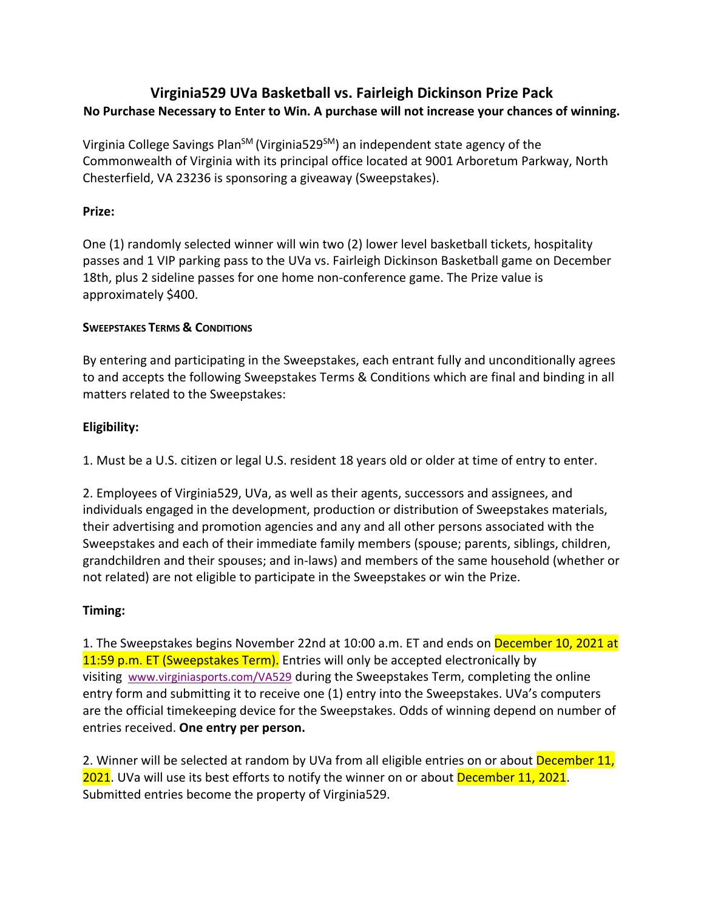# Virginia529 UVa Basketball vs. Fairleigh Dickinson Prize Pack

**No Purchase Necessary to Enter to Win. A purchase will not increase your chances of winning.**

Virginia College Savings Plan℠ (Virginia529℠) an independent state agency of the Commonwealth of Virginia with its principal office located at 9001 Arboretum Parkway, North Chesterfield, VA 23236 is sponsoring a giveaway (Sweepstakes).

**Prize:**

One (1) randomly selected winner will win two (2) lower level basketball tickets, hospitality passes and 1 VIP parking pass to the UVa vs. Fairleigh Dickinson Basketball game on December 18th, plus 2 sideline passes for one home non-conference game. The Prize value is approximately $400.

**SWEEPSTAKES TERMS & CONDITIONS**

By entering and participating in the Sweepstakes, each entrant fully and unconditionally agrees to and accepts the following Sweepstakes Terms & Conditions which are final and binding in all matters related to the Sweepstakes:

**Eligibility:**

1. Must be a U.S. citizen or legal U.S. resident 18 years old or older at time of entry to enter.

2. Employees of Virginia529, UVa, as well as their agents, successors and assignees, and individuals engaged in the development, production or distribution of Sweepstakes materials, their advertising and promotion agencies and any and all other persons associated with the Sweepstakes and each of their immediate family members (spouse; parents, siblings, children, grandchildren and their spouses; and in-laws) and members of the same household (whether or not related) are not eligible to participate in the Sweepstakes or win the Prize.

**Timing:**

1. The Sweepstakes begins November 22nd at 10:00 a.m. ET and ends on December 10, 2021 at 11:59 p.m. ET (Sweepstakes Term). Entries will only be accepted electronically by visiting www.virginiasports.com/VA529 during the Sweepstakes Term, completing the online entry form and submitting it to receive one (1) entry into the Sweepstakes. UVa's computers are the official timekeeping device for the Sweepstakes. Odds of winning depend on number of entries received. **One entry per person.**

2. Winner will be selected at random by UVa from all eligible entries on or about December 11, 2021. UVa will use its best efforts to notify the winner on or about December 11, 2021. Submitted entries become the property of Virginia529.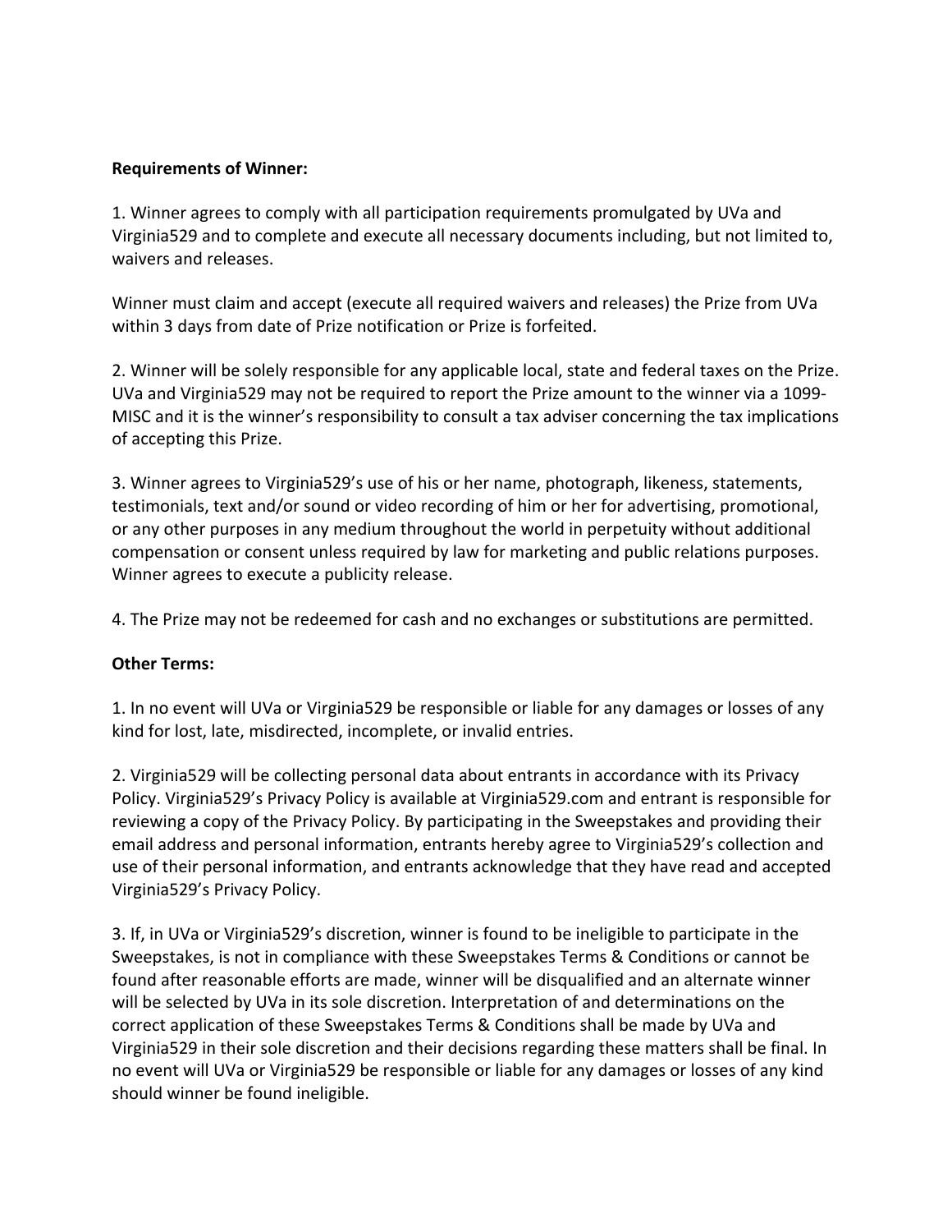**Requirements of Winner:**

1. Winner agrees to comply with all participation requirements promulgated by UVa and Virginia529 and to complete and execute all necessary documents including, but not limited to, waivers and releases.

Winner must claim and accept (execute all required waivers and releases) the Prize from UVa within 3 days from date of Prize notification or Prize is forfeited.

2. Winner will be solely responsible for any applicable local, state and federal taxes on the Prize. UVa and Virginia529 may not be required to report the Prize amount to the winner via a 1099-MISC and it is the winner's responsibility to consult a tax adviser concerning the tax implications of accepting this Prize.

3. Winner agrees to Virginia529's use of his or her name, photograph, likeness, statements, testimonials, text and/or sound or video recording of him or her for advertising, promotional, or any other purposes in any medium throughout the world in perpetuity without additional compensation or consent unless required by law for marketing and public relations purposes. Winner agrees to execute a publicity release.

4. The Prize may not be redeemed for cash and no exchanges or substitutions are permitted.

**Other Terms:**

1. In no event will UVa or Virginia529 be responsible or liable for any damages or losses of any kind for lost, late, misdirected, incomplete, or invalid entries.

2. Virginia529 will be collecting personal data about entrants in accordance with its Privacy Policy. Virginia529's Privacy Policy is available at Virginia529.com and entrant is responsible for reviewing a copy of the Privacy Policy. By participating in the Sweepstakes and providing their email address and personal information, entrants hereby agree to Virginia529's collection and use of their personal information, and entrants acknowledge that they have read and accepted Virginia529's Privacy Policy.

3. If, in UVa or Virginia529's discretion, winner is found to be ineligible to participate in the Sweepstakes, is not in compliance with these Sweepstakes Terms & Conditions or cannot be found after reasonable efforts are made, winner will be disqualified and an alternate winner will be selected by UVa in its sole discretion. Interpretation of and determinations on the correct application of these Sweepstakes Terms & Conditions shall be made by UVa and Virginia529 in their sole discretion and their decisions regarding these matters shall be final. In no event will UVa or Virginia529 be responsible or liable for any damages or losses of any kind should winner be found ineligible.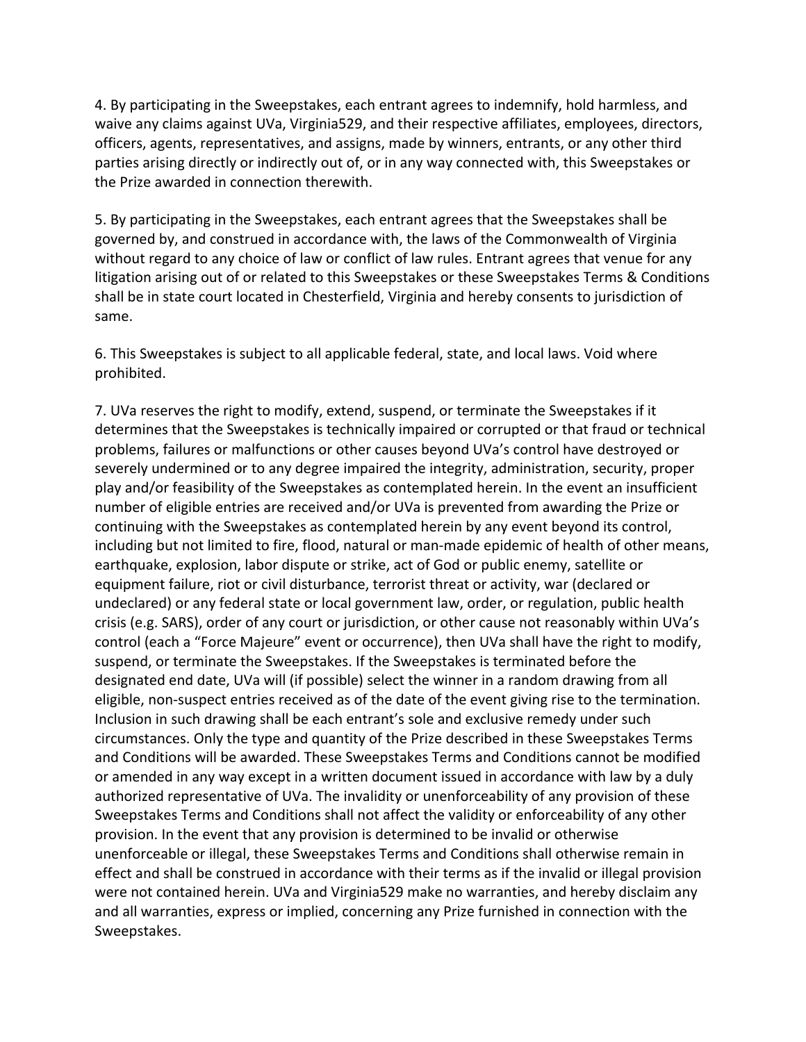4. By participating in the Sweepstakes, each entrant agrees to indemnify, hold harmless, and waive any claims against UVa, Virginia529, and their respective affiliates, employees, directors, officers, agents, representatives, and assigns, made by winners, entrants, or any other third parties arising directly or indirectly out of, or in any way connected with, this Sweepstakes or the Prize awarded in connection therewith.

5. By participating in the Sweepstakes, each entrant agrees that the Sweepstakes shall be governed by, and construed in accordance with, the laws of the Commonwealth of Virginia without regard to any choice of law or conflict of law rules. Entrant agrees that venue for any litigation arising out of or related to this Sweepstakes or these Sweepstakes Terms & Conditions shall be in state court located in Chesterfield, Virginia and hereby consents to jurisdiction of same.

6. This Sweepstakes is subject to all applicable federal, state, and local laws. Void where prohibited.

7. UVa reserves the right to modify, extend, suspend, or terminate the Sweepstakes if it determines that the Sweepstakes is technically impaired or corrupted or that fraud or technical problems, failures or malfunctions or other causes beyond UVa's control have destroyed or severely undermined or to any degree impaired the integrity, administration, security, proper play and/or feasibility of the Sweepstakes as contemplated herein. In the event an insufficient number of eligible entries are received and/or UVa is prevented from awarding the Prize or continuing with the Sweepstakes as contemplated herein by any event beyond its control, including but not limited to fire, flood, natural or man-made epidemic of health of other means, earthquake, explosion, labor dispute or strike, act of God or public enemy, satellite or equipment failure, riot or civil disturbance, terrorist threat or activity, war (declared or undeclared) or any federal state or local government law, order, or regulation, public health crisis (e.g. SARS), order of any court or jurisdiction, or other cause not reasonably within UVa's control (each a "Force Majeure" event or occurrence), then UVa shall have the right to modify, suspend, or terminate the Sweepstakes. If the Sweepstakes is terminated before the designated end date, UVa will (if possible) select the winner in a random drawing from all eligible, non-suspect entries received as of the date of the event giving rise to the termination. Inclusion in such drawing shall be each entrant's sole and exclusive remedy under such circumstances. Only the type and quantity of the Prize described in these Sweepstakes Terms and Conditions will be awarded. These Sweepstakes Terms and Conditions cannot be modified or amended in any way except in a written document issued in accordance with law by a duly authorized representative of UVa. The invalidity or unenforceability of any provision of these Sweepstakes Terms and Conditions shall not affect the validity or enforceability of any other provision. In the event that any provision is determined to be invalid or otherwise unenforceable or illegal, these Sweepstakes Terms and Conditions shall otherwise remain in effect and shall be construed in accordance with their terms as if the invalid or illegal provision were not contained herein. UVa and Virginia529 make no warranties, and hereby disclaim any and all warranties, express or implied, concerning any Prize furnished in connection with the Sweepstakes.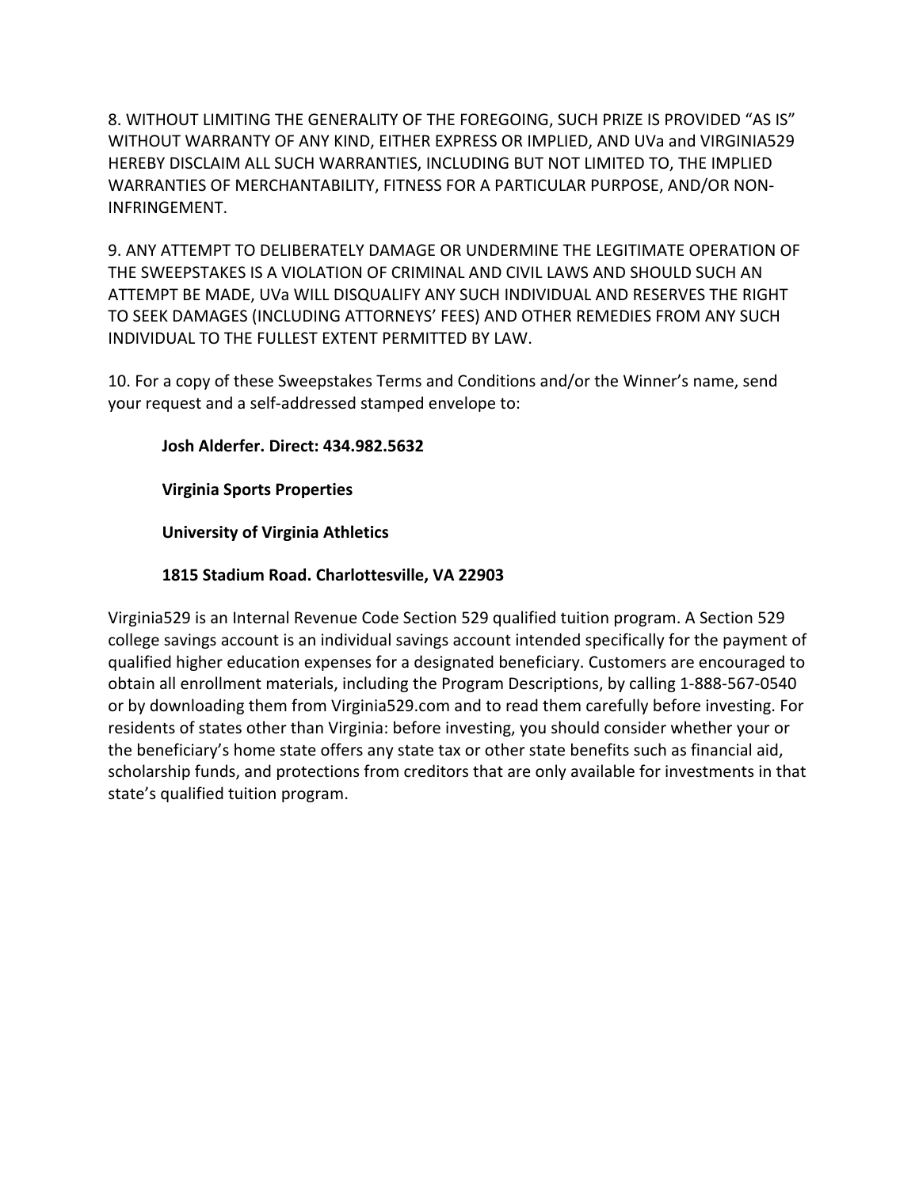8. WITHOUT LIMITING THE GENERALITY OF THE FOREGOING, SUCH PRIZE IS PROVIDED "AS IS" WITHOUT WARRANTY OF ANY KIND, EITHER EXPRESS OR IMPLIED, AND UVa and VIRGINIA529 HEREBY DISCLAIM ALL SUCH WARRANTIES, INCLUDING BUT NOT LIMITED TO, THE IMPLIED WARRANTIES OF MERCHANTABILITY, FITNESS FOR A PARTICULAR PURPOSE, AND/OR NON-INFRINGEMENT.

9. ANY ATTEMPT TO DELIBERATELY DAMAGE OR UNDERMINE THE LEGITIMATE OPERATION OF THE SWEEPSTAKES IS A VIOLATION OF CRIMINAL AND CIVIL LAWS AND SHOULD SUCH AN ATTEMPT BE MADE, UVa WILL DISQUALIFY ANY SUCH INDIVIDUAL AND RESERVES THE RIGHT TO SEEK DAMAGES (INCLUDING ATTORNEYS' FEES) AND OTHER REMEDIES FROM ANY SUCH INDIVIDUAL TO THE FULLEST EXTENT PERMITTED BY LAW.

10. For a copy of these Sweepstakes Terms and Conditions and/or the Winner's name, send your request and a self-addressed stamped envelope to:

**Josh Alderfer. Direct: 434.982.5632**

**Virginia Sports Properties**

**University of Virginia Athletics**

**1815 Stadium Road. Charlottesville, VA 22903**

Virginia529 is an Internal Revenue Code Section 529 qualified tuition program. A Section 529 college savings account is an individual savings account intended specifically for the payment of qualified higher education expenses for a designated beneficiary. Customers are encouraged to obtain all enrollment materials, including the Program Descriptions, by calling 1-888-567-0540 or by downloading them from Virginia529.com and to read them carefully before investing. For residents of states other than Virginia: before investing, you should consider whether your or the beneficiary's home state offers any state tax or other state benefits such as financial aid, scholarship funds, and protections from creditors that are only available for investments in that state's qualified tuition program.